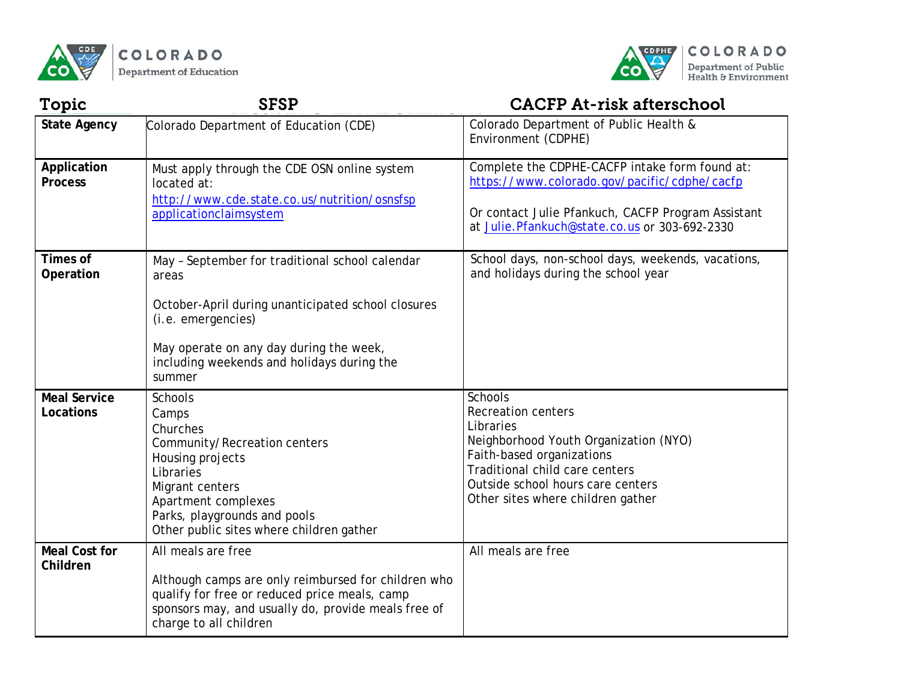Colorado Department of Education

Colorado Department of Public Health & Environment

| Topic | SFSP | CACFP At-risk afterschool |
|---|---|---|
| **State Agency** | Colorado Department of Education (CDE) | Colorado Department of Public Health & Environment (CDPHE) |
| **Application Process** | Must apply through the CDE OSN online system located at: http://www.cde.state.co.us/nutrition/osnsfspapplicationclaimsystem | Complete the CDPHE-CACFP intake form found at: https://www.colorado.gov/pacific/cdphe/cacfp <br><br> Or contact Julie Pfankuch, CACFP Program Assistant at Julie.Pfankuch@state.co.us or 303-692-2330 |
| **Times of Operation** | May – September for traditional school calendar areas <br><br> October-April during unanticipated school closures (i.e. emergencies) <br><br> May operate on any day during the week, including weekends and holidays during the summer | School days, non-school days, weekends, vacations, and holidays during the school year |
| **Meal Service Locations** | Schools <br> Camps <br> Churches <br> Community/Recreation centers <br> Housing projects <br> Libraries <br> Migrant centers <br> Apartment complexes <br> Parks, playgrounds and pools <br> Other public sites where children gather | Schools <br> Recreation centers <br> Libraries <br> Neighborhood Youth Organization (NYO) <br> Faith-based organizations <br> Traditional child care centers <br> Outside school hours care centers <br> Other sites where children gather |
| **Meal Cost for Children** | All meals are free <br><br> Although camps are only reimbursed for children who qualify for free or reduced price meals, camp sponsors may, and usually do, provide meals free of charge to all children | All meals are free |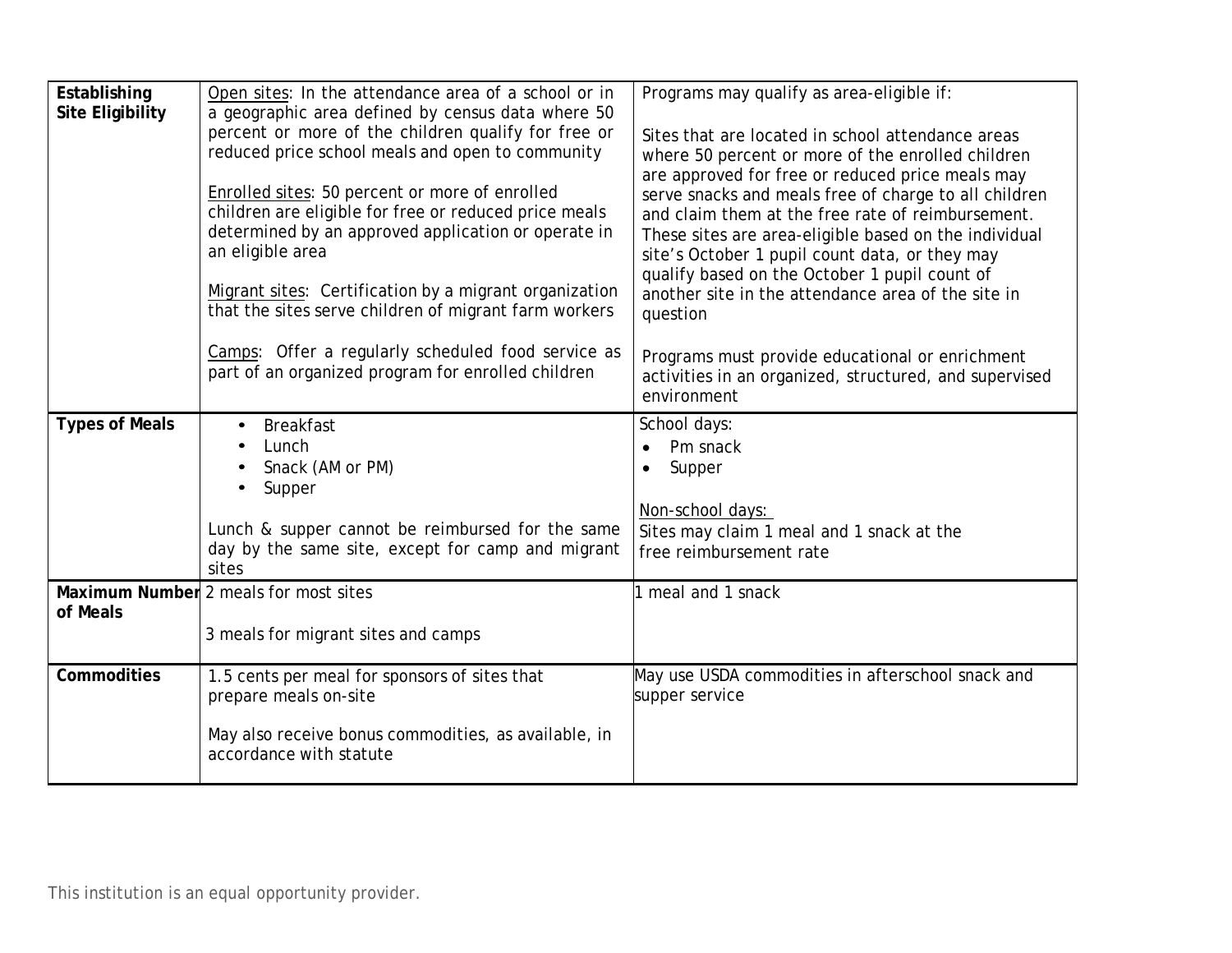| | | |
|---|---|---|
| **Establishing Site Eligibility** | <u>Open sites</u>: In the attendance area of a school or in a geographic area defined by census data where 50 percent or more of the children qualify for free or reduced price school meals and open to community<br><br><u>Enrolled sites</u>: 50 percent or more of enrolled children are eligible for free or reduced price meals determined by an approved application or operate in an eligible area<br><br><u>Migrant sites</u>: Certification by a migrant organization that the sites serve children of migrant farm workers<br><br><u>Camps</u>: Offer a regularly scheduled food service as part of an organized program for enrolled children | Programs may qualify as area-eligible if:<br><br>Sites that are located in school attendance areas where 50 percent or more of the enrolled children are approved for free or reduced price meals may serve snacks and meals free of charge to all children and claim them at the free rate of reimbursement. These sites are area-eligible based on the individual site's October 1 pupil count data, or they may qualify based on the October 1 pupil count of another site in the attendance area of the site in question<br><br>Programs must provide educational or enrichment activities in an organized, structured, and supervised environment |
| **Types of Meals** | • Breakfast<br>• Lunch<br>• Snack (AM or PM)<br>• Supper<br><br>Lunch & supper cannot be reimbursed for the same day by the same site, except for camp and migrant sites | School days:<br>• Pm snack<br>• Supper<br><br><u>Non-school days:</u><br>Sites may claim 1 meal and 1 snack at the free reimbursement rate |
| **Maximum Number of Meals** | 2 meals for most sites<br><br>3 meals for migrant sites and camps | 1 meal and 1 snack |
| **Commodities** | 1.5 cents per meal for sponsors of sites that prepare meals on-site<br><br>May also receive bonus commodities, as available, in accordance with statute | May use USDA commodities in afterschool snack and supper service |

This institution is an equal opportunity provider.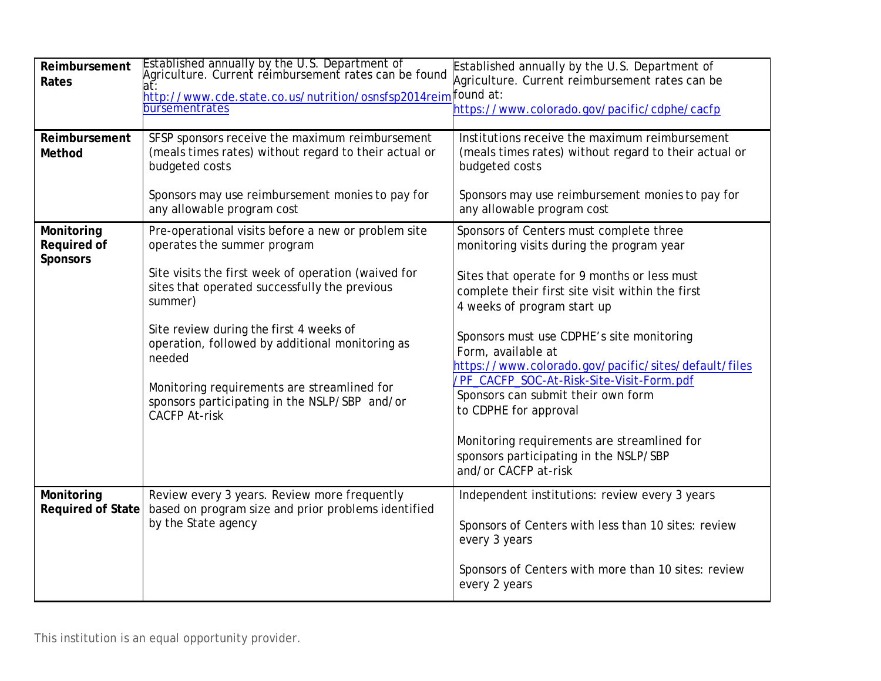| | | |
|---|---|---|
| **Reimbursement Rates** | Established annually by the U.S. Department of Agriculture. Current reimbursement rates can be found at: http://www.cde.state.co.us/nutrition/osnsfsp2014reimbursementrates | Established annually by the U.S. Department of Agriculture. Current reimbursement rates can be found at: https://www.colorado.gov/pacific/cdphe/cacfp |
| **Reimbursement Method** | SFSP sponsors receive the maximum reimbursement (meals times rates) without regard to their actual or budgeted costs<br><br>Sponsors may use reimbursement monies to pay for any allowable program cost | Institutions receive the maximum reimbursement (meals times rates) without regard to their actual or budgeted costs<br><br>Sponsors may use reimbursement monies to pay for any allowable program cost |
| **Monitoring Required of Sponsors** | Pre-operational visits before a new or problem site operates the summer program<br><br>Site visits the first week of operation (waived for sites that operated successfully the previous summer)<br><br>Site review during the first 4 weeks of operation, followed by additional monitoring as needed<br><br>Monitoring requirements are streamlined for sponsors participating in the NSLP/SBP and/or CACFP At-risk | Sponsors of Centers must complete three monitoring visits during the program year<br><br>Sites that operate for 9 months or less must complete their first site visit within the first 4 weeks of program start up<br><br>Sponsors must use CDPHE's site monitoring Form, available at https://www.colorado.gov/pacific/sites/default/files/PF_CACFP_SOC-At-Risk-Site-Visit-Form.pdf Sponsors can submit their own form to CDPHE for approval<br><br>Monitoring requirements are streamlined for sponsors participating in the NSLP/SBP and/or CACFP at-risk |
| **Monitoring Required of State** | Review every 3 years. Review more frequently based on program size and prior problems identified by the State agency | Independent institutions: review every 3 years<br><br>Sponsors of Centers with less than 10 sites: review every 3 years<br><br>Sponsors of Centers with more than 10 sites: review every 2 years |

This institution is an equal opportunity provider.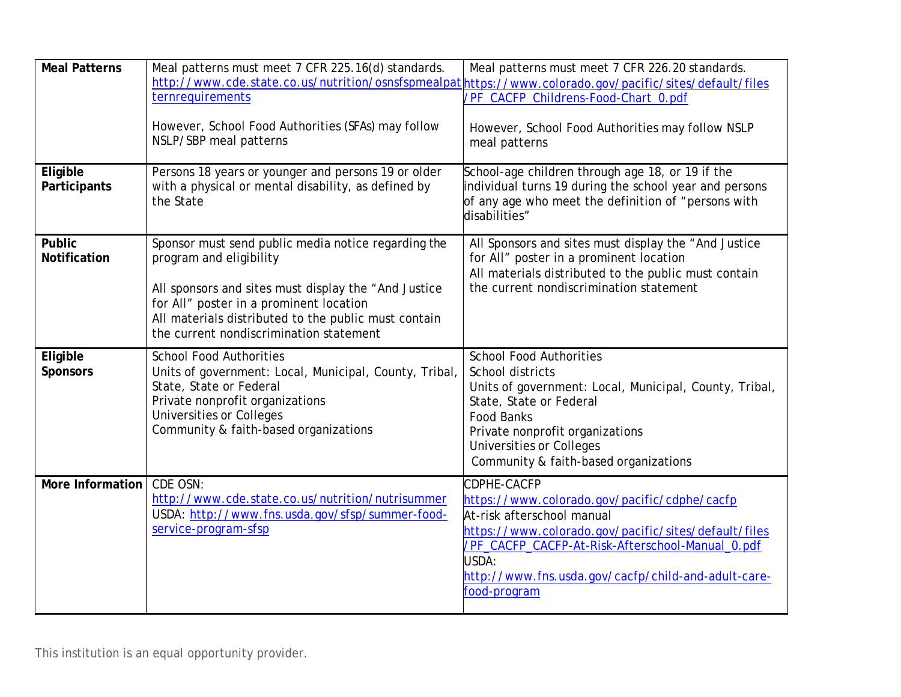| | | |
|---|---|---|
| **Meal Patterns** | Meal patterns must meet 7 CFR 225.16(d) standards. http://www.cde.state.co.us/nutrition/osnsfspmealpatternrequirements<br><br>However, School Food Authorities (SFAs) may follow NSLP/SBP meal patterns | Meal patterns must meet 7 CFR 226.20 standards. https://www.colorado.gov/pacific/sites/default/files/PF_CACFP_Childrens-Food-Chart_0.pdf<br><br>However, School Food Authorities may follow NSLP meal patterns |
| **Eligible Participants** | Persons 18 years or younger and persons 19 or older with a physical or mental disability, as defined by the State | School-age children through age 18, or 19 if the individual turns 19 during the school year and persons of any age who meet the definition of "persons with disabilities" |
| **Public Notification** | Sponsor must send public media notice regarding the program and eligibility<br><br>All sponsors and sites must display the "And Justice for All" poster in a prominent location<br>All materials distributed to the public must contain the current nondiscrimination statement | All Sponsors and sites must display the "And Justice for All" poster in a prominent location<br>All materials distributed to the public must contain the current nondiscrimination statement |
| **Eligible Sponsors** | School Food Authorities<br>Units of government: Local, Municipal, County, Tribal, State, State or Federal<br>Private nonprofit organizations<br>Universities or Colleges<br>Community & faith-based organizations | School Food Authorities<br>School districts<br>Units of government: Local, Municipal, County, Tribal, State, State or Federal<br>Food Banks<br>Private nonprofit organizations<br>Universities or Colleges<br>Community & faith-based organizations |
| **More Information** | CDE OSN:<br>http://www.cde.state.co.us/nutrition/nutrisummer<br>USDA: http://www.fns.usda.gov/sfsp/summer-food-service-program-sfsp | CDPHE-CACFP<br>https://www.colorado.gov/pacific/cdphe/cacfp<br>At-risk afterschool manual<br>https://www.colorado.gov/pacific/sites/default/files/PF_CACFP_CACFP-At-Risk-Afterschool-Manual_0.pdf<br>USDA:<br>http://www.fns.usda.gov/cacfp/child-and-adult-care-food-program |

This institution is an equal opportunity provider.